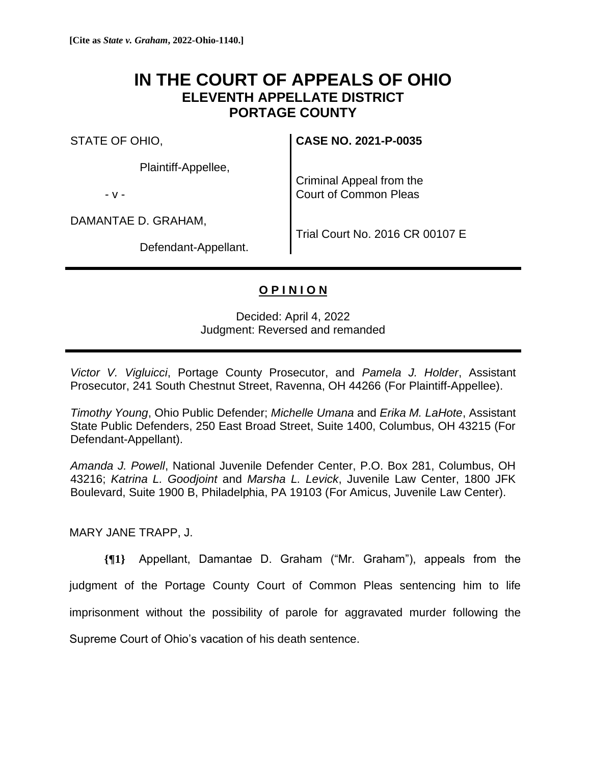**[Cite as *State v. Graham*, 2022-Ohio-1140.]**

# IN THE COURT OF APPEALS OF OHIO
## ELEVENTH APPELLATE DISTRICT
## PORTAGE COUNTY

| | |
|---|---|
| STATE OF OHIO,<br><br>Plaintiff-Appellee,<br><br>- v -<br><br>DAMANTAE D. GRAHAM,<br><br>Defendant-Appellant. | **CASE NO. 2021-P-0035**<br><br>Criminal Appeal from the Court of Common Pleas<br><br>Trial Court No. 2016 CR 00107 E |

**O P I N I O N**

Decided: April 4, 2022
Judgment: Reversed and remanded

*Victor V. Vigluicci*, Portage County Prosecutor, and *Pamela J. Holder*, Assistant Prosecutor, 241 South Chestnut Street, Ravenna, OH 44266 (For Plaintiff-Appellee).

*Timothy Young*, Ohio Public Defender; *Michelle Umana* and *Erika M. LaHote*, Assistant State Public Defenders, 250 East Broad Street, Suite 1400, Columbus, OH 43215 (For Defendant-Appellant).

*Amanda J. Powell*, National Juvenile Defender Center, P.O. Box 281, Columbus, OH 43216; *Katrina L. Goodjoint* and *Marsha L. Levick*, Juvenile Law Center, 1800 JFK Boulevard, Suite 1900 B, Philadelphia, PA 19103 (For Amicus, Juvenile Law Center).

MARY JANE TRAPP, J.

**{¶1}** Appellant, Damantae D. Graham ("Mr. Graham"), appeals from the judgment of the Portage County Court of Common Pleas sentencing him to life imprisonment without the possibility of parole for aggravated murder following the Supreme Court of Ohio's vacation of his death sentence.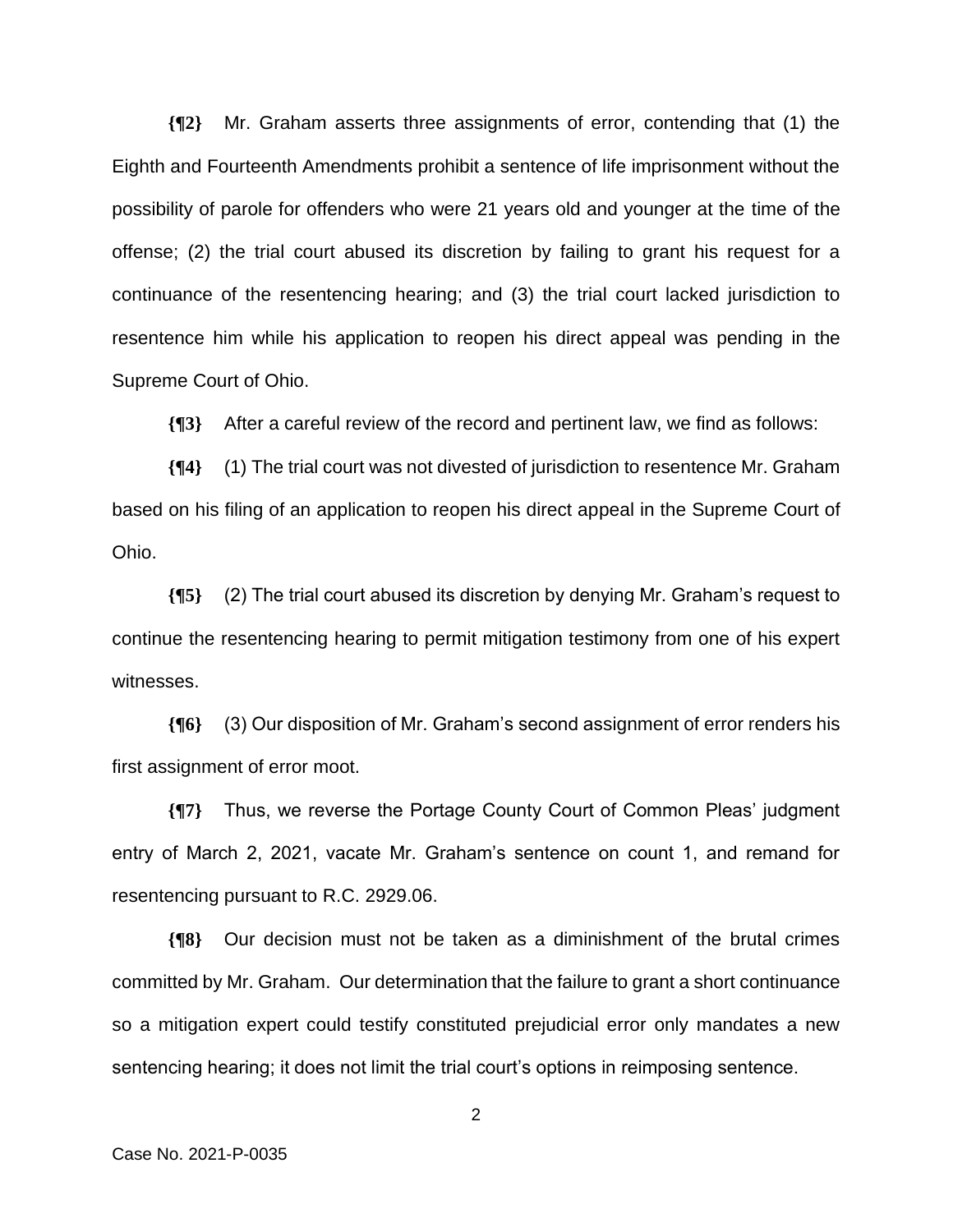**{¶2}** Mr. Graham asserts three assignments of error, contending that (1) the Eighth and Fourteenth Amendments prohibit a sentence of life imprisonment without the possibility of parole for offenders who were 21 years old and younger at the time of the offense; (2) the trial court abused its discretion by failing to grant his request for a continuance of the resentencing hearing; and (3) the trial court lacked jurisdiction to resentence him while his application to reopen his direct appeal was pending in the Supreme Court of Ohio.

**{¶3}** After a careful review of the record and pertinent law, we find as follows:

**{¶4}** (1) The trial court was not divested of jurisdiction to resentence Mr. Graham based on his filing of an application to reopen his direct appeal in the Supreme Court of Ohio.

**{¶5}** (2) The trial court abused its discretion by denying Mr. Graham's request to continue the resentencing hearing to permit mitigation testimony from one of his expert witnesses.

**{¶6}** (3) Our disposition of Mr. Graham's second assignment of error renders his first assignment of error moot.

**{¶7}** Thus, we reverse the Portage County Court of Common Pleas' judgment entry of March 2, 2021, vacate Mr. Graham's sentence on count 1, and remand for resentencing pursuant to R.C. 2929.06.

**{¶8}** Our decision must not be taken as a diminishment of the brutal crimes committed by Mr. Graham. Our determination that the failure to grant a short continuance so a mitigation expert could testify constituted prejudicial error only mandates a new sentencing hearing; it does not limit the trial court's options in reimposing sentence.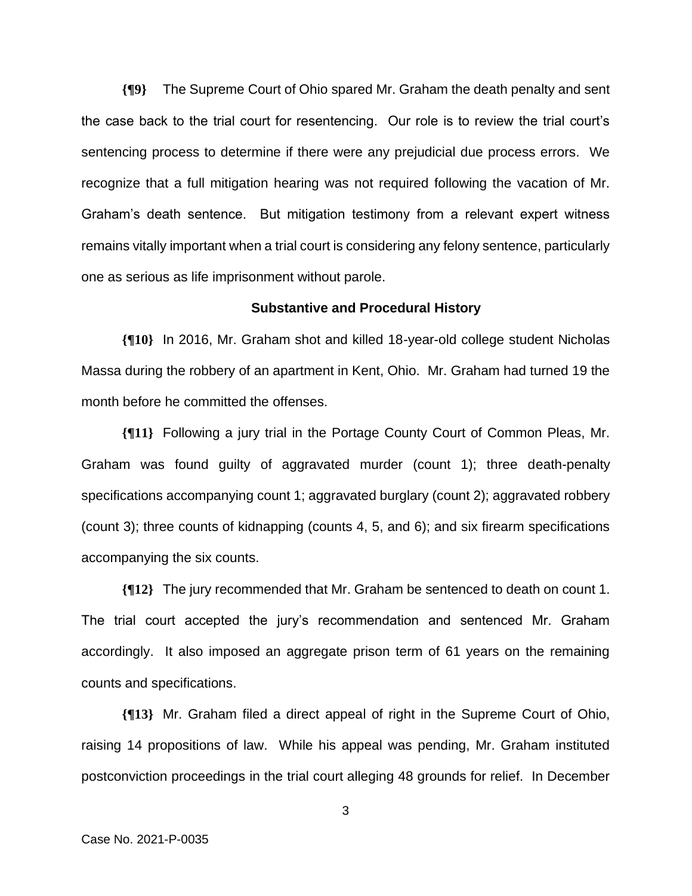**{¶9}** The Supreme Court of Ohio spared Mr. Graham the death penalty and sent the case back to the trial court for resentencing. Our role is to review the trial court's sentencing process to determine if there were any prejudicial due process errors. We recognize that a full mitigation hearing was not required following the vacation of Mr. Graham's death sentence. But mitigation testimony from a relevant expert witness remains vitally important when a trial court is considering any felony sentence, particularly one as serious as life imprisonment without parole.

**Substantive and Procedural History**

**{¶10}** In 2016, Mr. Graham shot and killed 18-year-old college student Nicholas Massa during the robbery of an apartment in Kent, Ohio. Mr. Graham had turned 19 the month before he committed the offenses.

**{¶11}** Following a jury trial in the Portage County Court of Common Pleas, Mr. Graham was found guilty of aggravated murder (count 1); three death-penalty specifications accompanying count 1; aggravated burglary (count 2); aggravated robbery (count 3); three counts of kidnapping (counts 4, 5, and 6); and six firearm specifications accompanying the six counts.

**{¶12}** The jury recommended that Mr. Graham be sentenced to death on count 1. The trial court accepted the jury's recommendation and sentenced Mr. Graham accordingly. It also imposed an aggregate prison term of 61 years on the remaining counts and specifications.

**{¶13}** Mr. Graham filed a direct appeal of right in the Supreme Court of Ohio, raising 14 propositions of law. While his appeal was pending, Mr. Graham instituted postconviction proceedings in the trial court alleging 48 grounds for relief. In December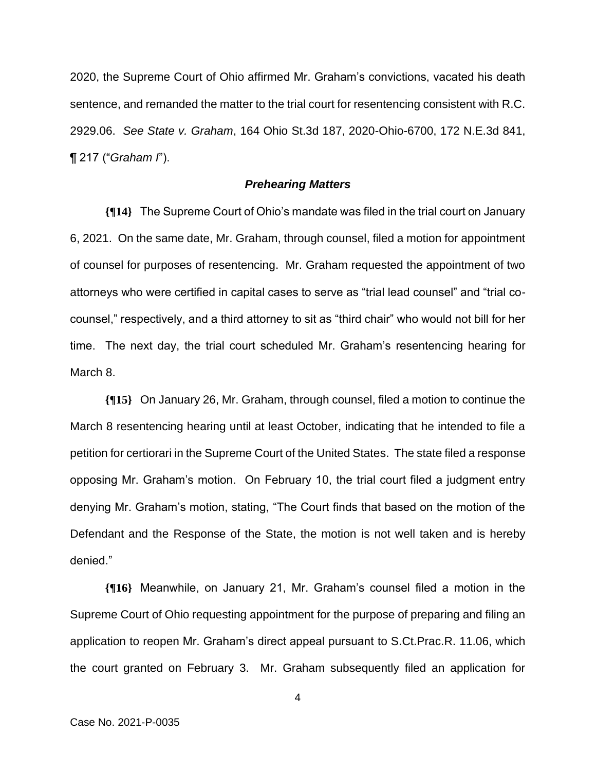2020, the Supreme Court of Ohio affirmed Mr. Graham's convictions, vacated his death sentence, and remanded the matter to the trial court for resentencing consistent with R.C. 2929.06. *See State v. Graham*, 164 Ohio St.3d 187, 2020-Ohio-6700, 172 N.E.3d 841, ¶ 217 ("*Graham I*").

### ***Prehearing Matters***

**{¶14}** The Supreme Court of Ohio's mandate was filed in the trial court on January 6, 2021. On the same date, Mr. Graham, through counsel, filed a motion for appointment of counsel for purposes of resentencing. Mr. Graham requested the appointment of two attorneys who were certified in capital cases to serve as "trial lead counsel" and "trial co-counsel," respectively, and a third attorney to sit as "third chair" who would not bill for her time. The next day, the trial court scheduled Mr. Graham's resentencing hearing for March 8.

**{¶15}** On January 26, Mr. Graham, through counsel, filed a motion to continue the March 8 resentencing hearing until at least October, indicating that he intended to file a petition for certiorari in the Supreme Court of the United States. The state filed a response opposing Mr. Graham's motion. On February 10, the trial court filed a judgment entry denying Mr. Graham's motion, stating, "The Court finds that based on the motion of the Defendant and the Response of the State, the motion is not well taken and is hereby denied."

**{¶16}** Meanwhile, on January 21, Mr. Graham's counsel filed a motion in the Supreme Court of Ohio requesting appointment for the purpose of preparing and filing an application to reopen Mr. Graham's direct appeal pursuant to S.Ct.Prac.R. 11.06, which the court granted on February 3. Mr. Graham subsequently filed an application for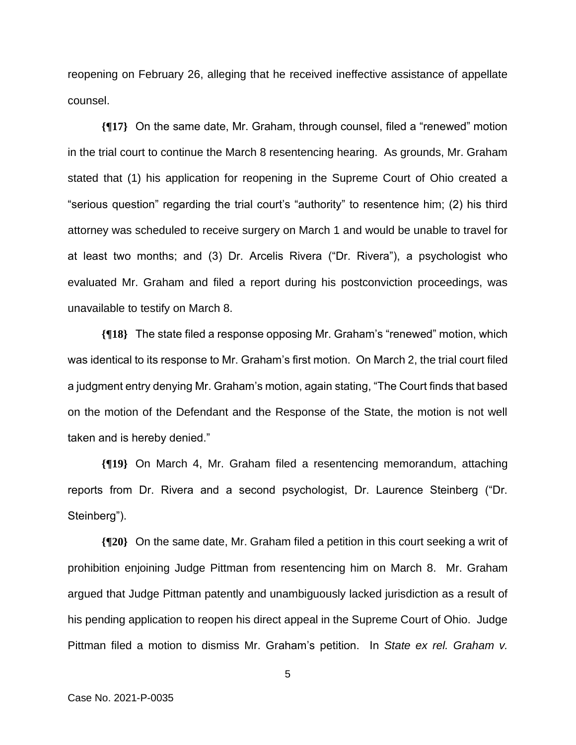reopening on February 26, alleging that he received ineffective assistance of appellate counsel.

**{¶17}** On the same date, Mr. Graham, through counsel, filed a "renewed" motion in the trial court to continue the March 8 resentencing hearing. As grounds, Mr. Graham stated that (1) his application for reopening in the Supreme Court of Ohio created a "serious question" regarding the trial court's "authority" to resentence him; (2) his third attorney was scheduled to receive surgery on March 1 and would be unable to travel for at least two months; and (3) Dr. Arcelis Rivera ("Dr. Rivera"), a psychologist who evaluated Mr. Graham and filed a report during his postconviction proceedings, was unavailable to testify on March 8.

**{¶18}** The state filed a response opposing Mr. Graham's "renewed" motion, which was identical to its response to Mr. Graham's first motion. On March 2, the trial court filed a judgment entry denying Mr. Graham's motion, again stating, "The Court finds that based on the motion of the Defendant and the Response of the State, the motion is not well taken and is hereby denied."

**{¶19}** On March 4, Mr. Graham filed a resentencing memorandum, attaching reports from Dr. Rivera and a second psychologist, Dr. Laurence Steinberg ("Dr. Steinberg").

**{¶20}** On the same date, Mr. Graham filed a petition in this court seeking a writ of prohibition enjoining Judge Pittman from resentencing him on March 8. Mr. Graham argued that Judge Pittman patently and unambiguously lacked jurisdiction as a result of his pending application to reopen his direct appeal in the Supreme Court of Ohio. Judge Pittman filed a motion to dismiss Mr. Graham's petition. In *State ex rel. Graham v.*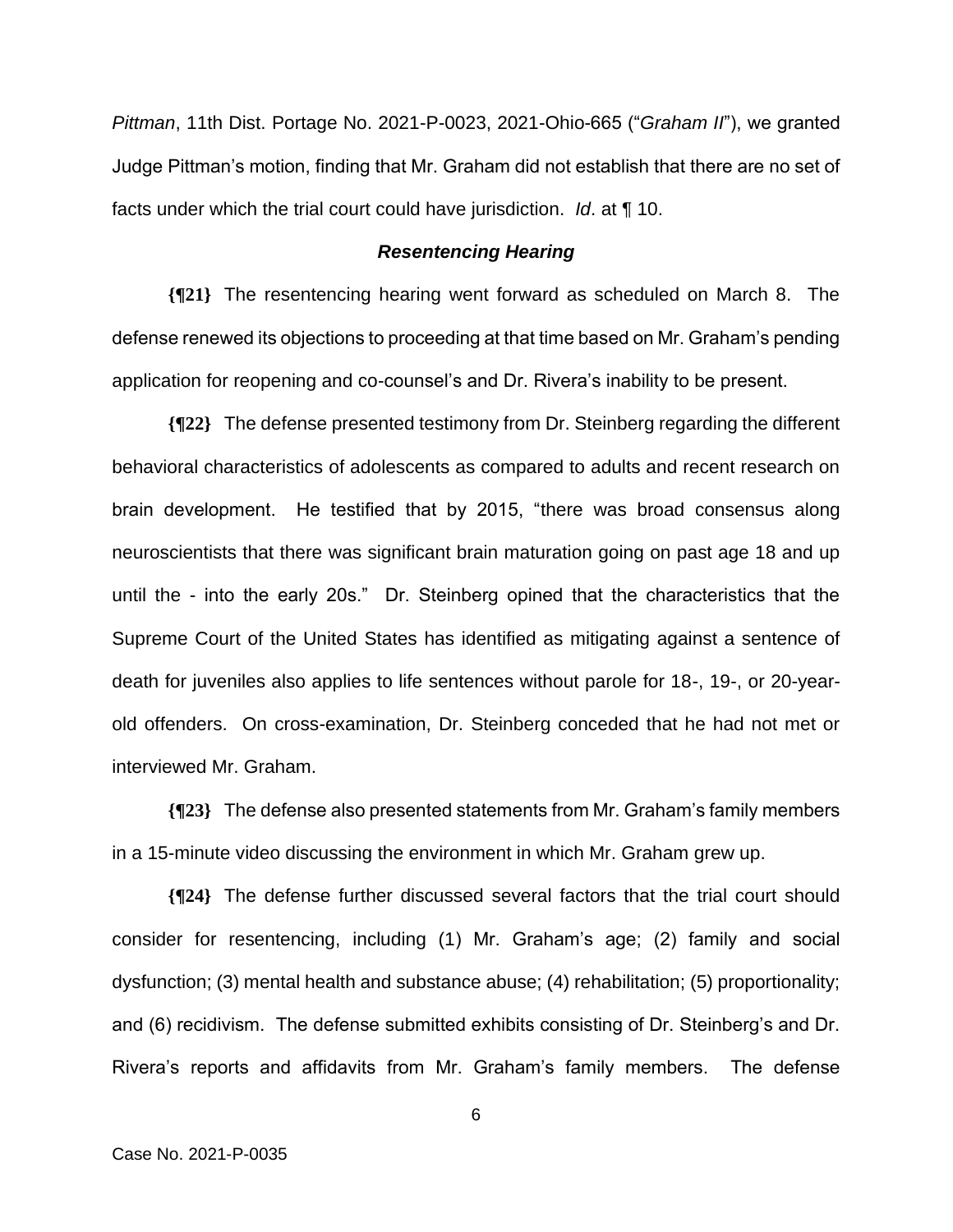*Pittman*, 11th Dist. Portage No. 2021-P-0023, 2021-Ohio-665 ("*Graham II*"), we granted Judge Pittman's motion, finding that Mr. Graham did not establish that there are no set of facts under which the trial court could have jurisdiction. *Id*. at ¶ 10.

### ***Resentencing Hearing***

**{¶21}** The resentencing hearing went forward as scheduled on March 8. The defense renewed its objections to proceeding at that time based on Mr. Graham's pending application for reopening and co-counsel's and Dr. Rivera's inability to be present.

**{¶22}** The defense presented testimony from Dr. Steinberg regarding the different behavioral characteristics of adolescents as compared to adults and recent research on brain development. He testified that by 2015, "there was broad consensus along neuroscientists that there was significant brain maturation going on past age 18 and up until the - into the early 20s." Dr. Steinberg opined that the characteristics that the Supreme Court of the United States has identified as mitigating against a sentence of death for juveniles also applies to life sentences without parole for 18-, 19-, or 20-year-old offenders. On cross-examination, Dr. Steinberg conceded that he had not met or interviewed Mr. Graham.

**{¶23}** The defense also presented statements from Mr. Graham's family members in a 15-minute video discussing the environment in which Mr. Graham grew up.

**{¶24}** The defense further discussed several factors that the trial court should consider for resentencing, including (1) Mr. Graham's age; (2) family and social dysfunction; (3) mental health and substance abuse; (4) rehabilitation; (5) proportionality; and (6) recidivism. The defense submitted exhibits consisting of Dr. Steinberg's and Dr. Rivera's reports and affidavits from Mr. Graham's family members. The defense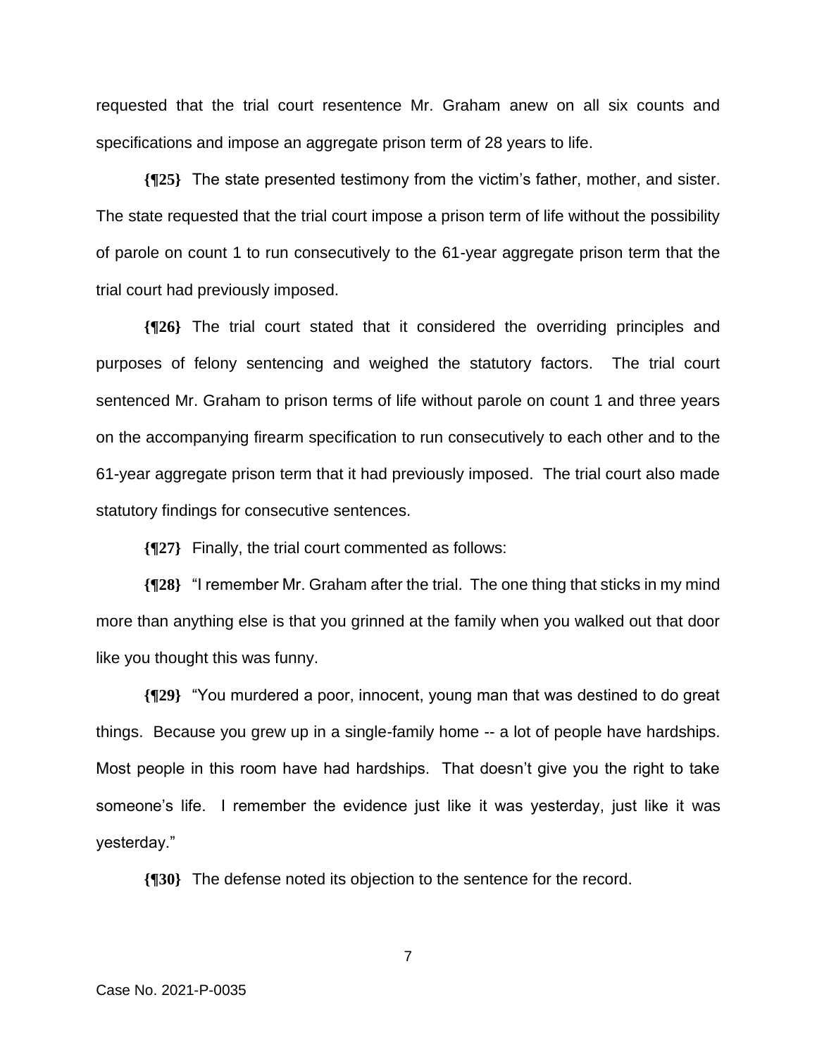requested that the trial court resentence Mr. Graham anew on all six counts and specifications and impose an aggregate prison term of 28 years to life.

**{¶25}** The state presented testimony from the victim's father, mother, and sister. The state requested that the trial court impose a prison term of life without the possibility of parole on count 1 to run consecutively to the 61-year aggregate prison term that the trial court had previously imposed.

**{¶26}** The trial court stated that it considered the overriding principles and purposes of felony sentencing and weighed the statutory factors. The trial court sentenced Mr. Graham to prison terms of life without parole on count 1 and three years on the accompanying firearm specification to run consecutively to each other and to the 61-year aggregate prison term that it had previously imposed. The trial court also made statutory findings for consecutive sentences.

**{¶27}** Finally, the trial court commented as follows:

**{¶28}** "I remember Mr. Graham after the trial. The one thing that sticks in my mind more than anything else is that you grinned at the family when you walked out that door like you thought this was funny.

**{¶29}** "You murdered a poor, innocent, young man that was destined to do great things. Because you grew up in a single-family home -- a lot of people have hardships. Most people in this room have had hardships. That doesn't give you the right to take someone's life. I remember the evidence just like it was yesterday, just like it was yesterday."

**{¶30}** The defense noted its objection to the sentence for the record.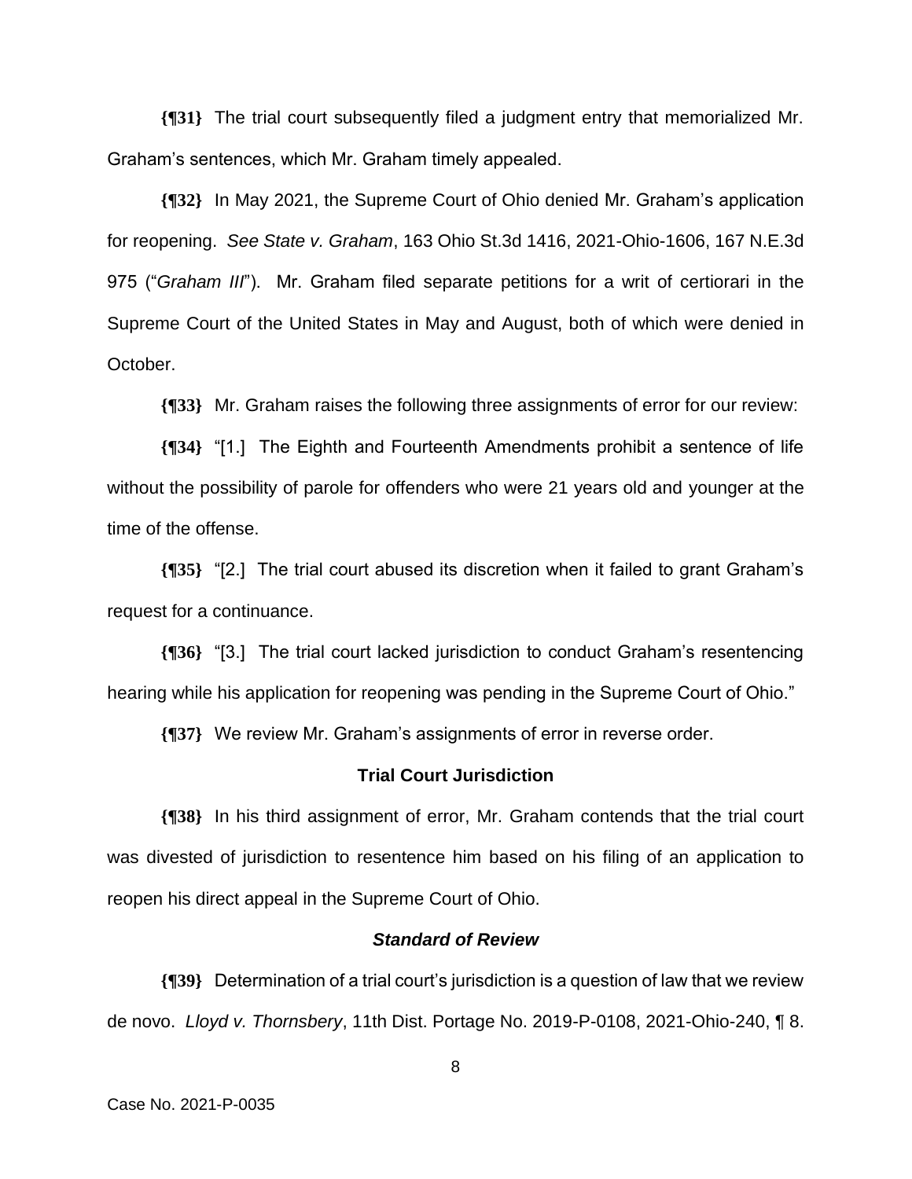**{¶31}** The trial court subsequently filed a judgment entry that memorialized Mr. Graham's sentences, which Mr. Graham timely appealed.

**{¶32}** In May 2021, the Supreme Court of Ohio denied Mr. Graham's application for reopening. *See State v. Graham*, 163 Ohio St.3d 1416, 2021-Ohio-1606, 167 N.E.3d 975 ("*Graham III*"). Mr. Graham filed separate petitions for a writ of certiorari in the Supreme Court of the United States in May and August, both of which were denied in October.

**{¶33}** Mr. Graham raises the following three assignments of error for our review:

**{¶34}** "[1.] The Eighth and Fourteenth Amendments prohibit a sentence of life without the possibility of parole for offenders who were 21 years old and younger at the time of the offense.

**{¶35}** "[2.] The trial court abused its discretion when it failed to grant Graham's request for a continuance.

**{¶36}** "[3.] The trial court lacked jurisdiction to conduct Graham's resentencing hearing while his application for reopening was pending in the Supreme Court of Ohio."

**{¶37}** We review Mr. Graham's assignments of error in reverse order.

## Trial Court Jurisdiction

**{¶38}** In his third assignment of error, Mr. Graham contends that the trial court was divested of jurisdiction to resentence him based on his filing of an application to reopen his direct appeal in the Supreme Court of Ohio.

### *Standard of Review*

**{¶39}** Determination of a trial court's jurisdiction is a question of law that we review de novo. *Lloyd v. Thornsbery*, 11th Dist. Portage No. 2019-P-0108, 2021-Ohio-240, ¶ 8.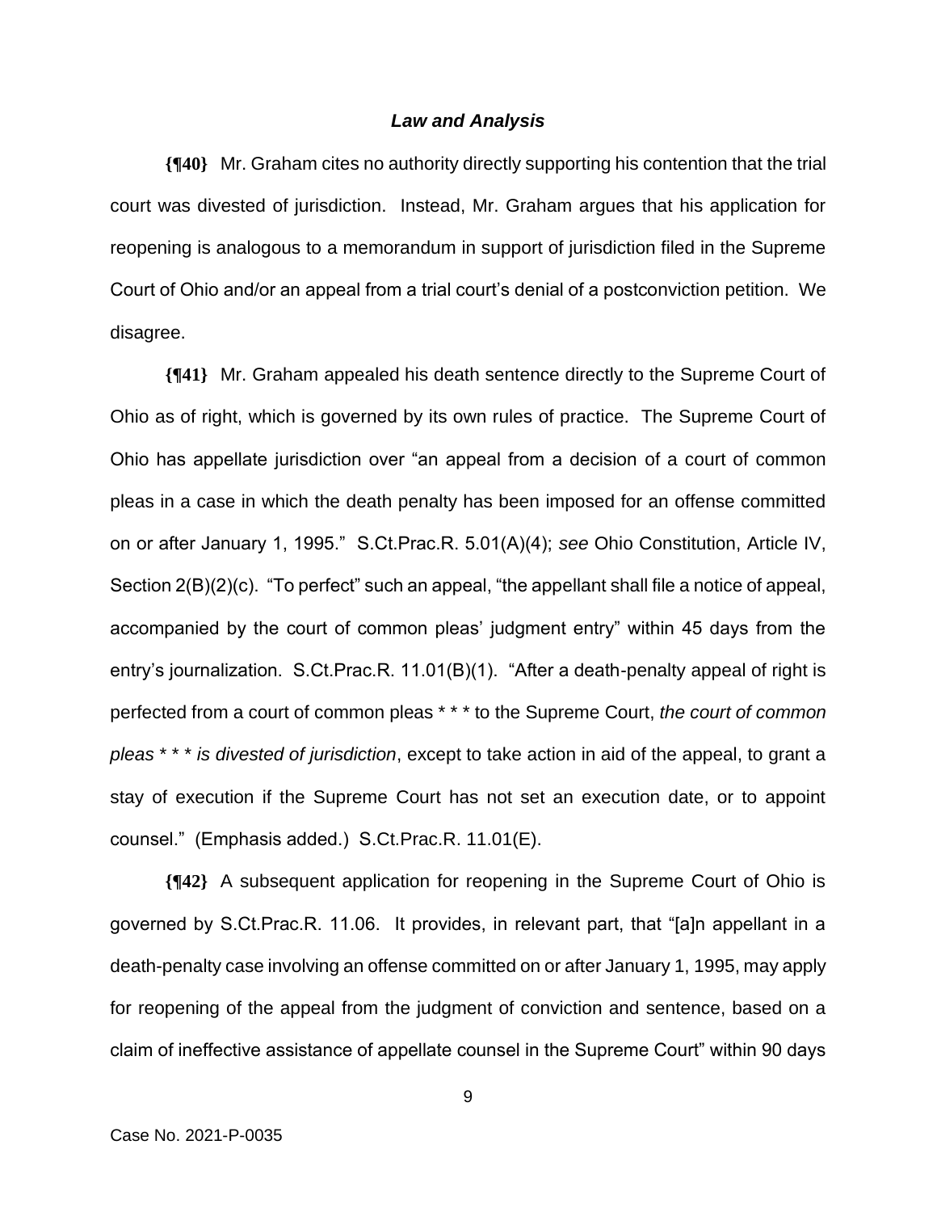### *Law and Analysis*

**{¶40}** Mr. Graham cites no authority directly supporting his contention that the trial court was divested of jurisdiction. Instead, Mr. Graham argues that his application for reopening is analogous to a memorandum in support of jurisdiction filed in the Supreme Court of Ohio and/or an appeal from a trial court's denial of a postconviction petition. We disagree.

**{¶41}** Mr. Graham appealed his death sentence directly to the Supreme Court of Ohio as of right, which is governed by its own rules of practice. The Supreme Court of Ohio has appellate jurisdiction over "an appeal from a decision of a court of common pleas in a case in which the death penalty has been imposed for an offense committed on or after January 1, 1995." S.Ct.Prac.R. 5.01(A)(4); *see* Ohio Constitution, Article IV, Section 2(B)(2)(c). "To perfect" such an appeal, "the appellant shall file a notice of appeal, accompanied by the court of common pleas' judgment entry" within 45 days from the entry's journalization. S.Ct.Prac.R. 11.01(B)(1). "After a death-penalty appeal of right is perfected from a court of common pleas * * * to the Supreme Court, *the court of common pleas * * * is divested of jurisdiction*, except to take action in aid of the appeal, to grant a stay of execution if the Supreme Court has not set an execution date, or to appoint counsel." (Emphasis added.) S.Ct.Prac.R. 11.01(E).

**{¶42}** A subsequent application for reopening in the Supreme Court of Ohio is governed by S.Ct.Prac.R. 11.06. It provides, in relevant part, that "[a]n appellant in a death-penalty case involving an offense committed on or after January 1, 1995, may apply for reopening of the appeal from the judgment of conviction and sentence, based on a claim of ineffective assistance of appellate counsel in the Supreme Court" within 90 days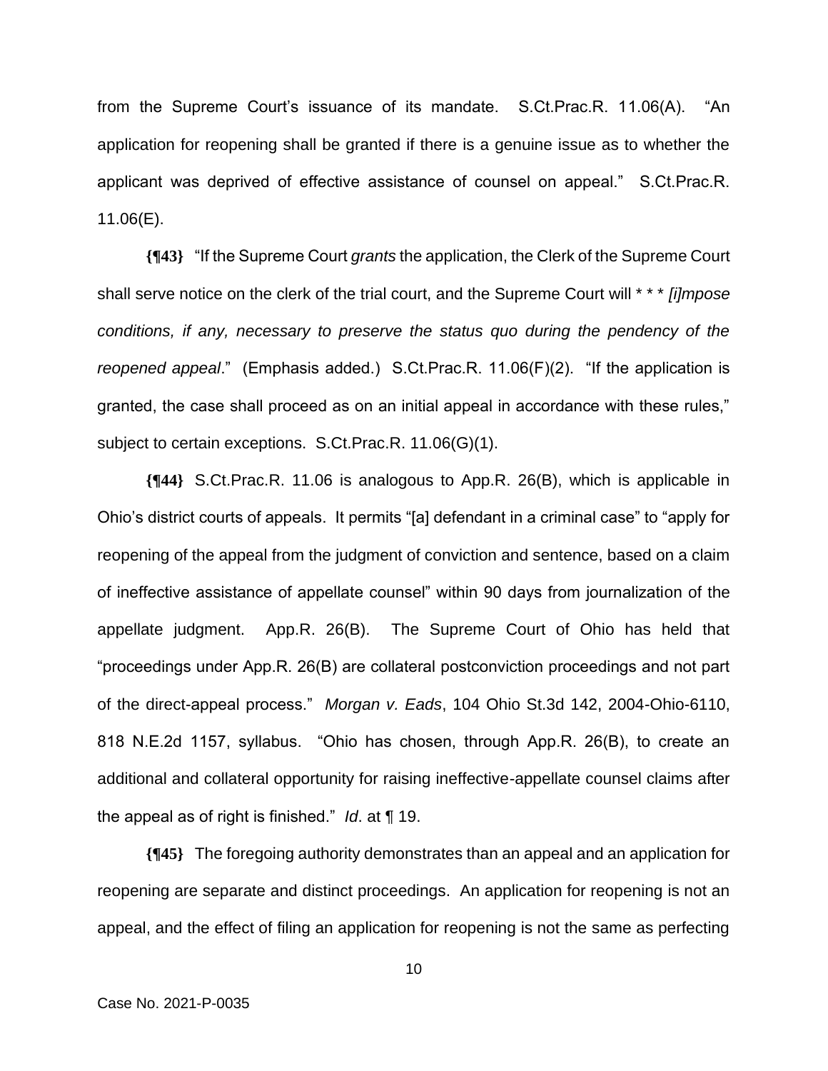from the Supreme Court's issuance of its mandate. S.Ct.Prac.R. 11.06(A). "An application for reopening shall be granted if there is a genuine issue as to whether the applicant was deprived of effective assistance of counsel on appeal." S.Ct.Prac.R. 11.06(E).

**{¶43}** "If the Supreme Court *grants* the application, the Clerk of the Supreme Court shall serve notice on the clerk of the trial court, and the Supreme Court will * * * *[i]mpose conditions, if any, necessary to preserve the status quo during the pendency of the reopened appeal*." (Emphasis added.) S.Ct.Prac.R. 11.06(F)(2). "If the application is granted, the case shall proceed as on an initial appeal in accordance with these rules," subject to certain exceptions. S.Ct.Prac.R. 11.06(G)(1).

**{¶44}** S.Ct.Prac.R. 11.06 is analogous to App.R. 26(B), which is applicable in Ohio's district courts of appeals. It permits "[a] defendant in a criminal case" to "apply for reopening of the appeal from the judgment of conviction and sentence, based on a claim of ineffective assistance of appellate counsel" within 90 days from journalization of the appellate judgment. App.R. 26(B). The Supreme Court of Ohio has held that "proceedings under App.R. 26(B) are collateral postconviction proceedings and not part of the direct-appeal process." *Morgan v. Eads*, 104 Ohio St.3d 142, 2004-Ohio-6110, 818 N.E.2d 1157, syllabus. "Ohio has chosen, through App.R. 26(B), to create an additional and collateral opportunity for raising ineffective-appellate counsel claims after the appeal as of right is finished." *Id*. at ¶ 19.

**{¶45}** The foregoing authority demonstrates than an appeal and an application for reopening are separate and distinct proceedings. An application for reopening is not an appeal, and the effect of filing an application for reopening is not the same as perfecting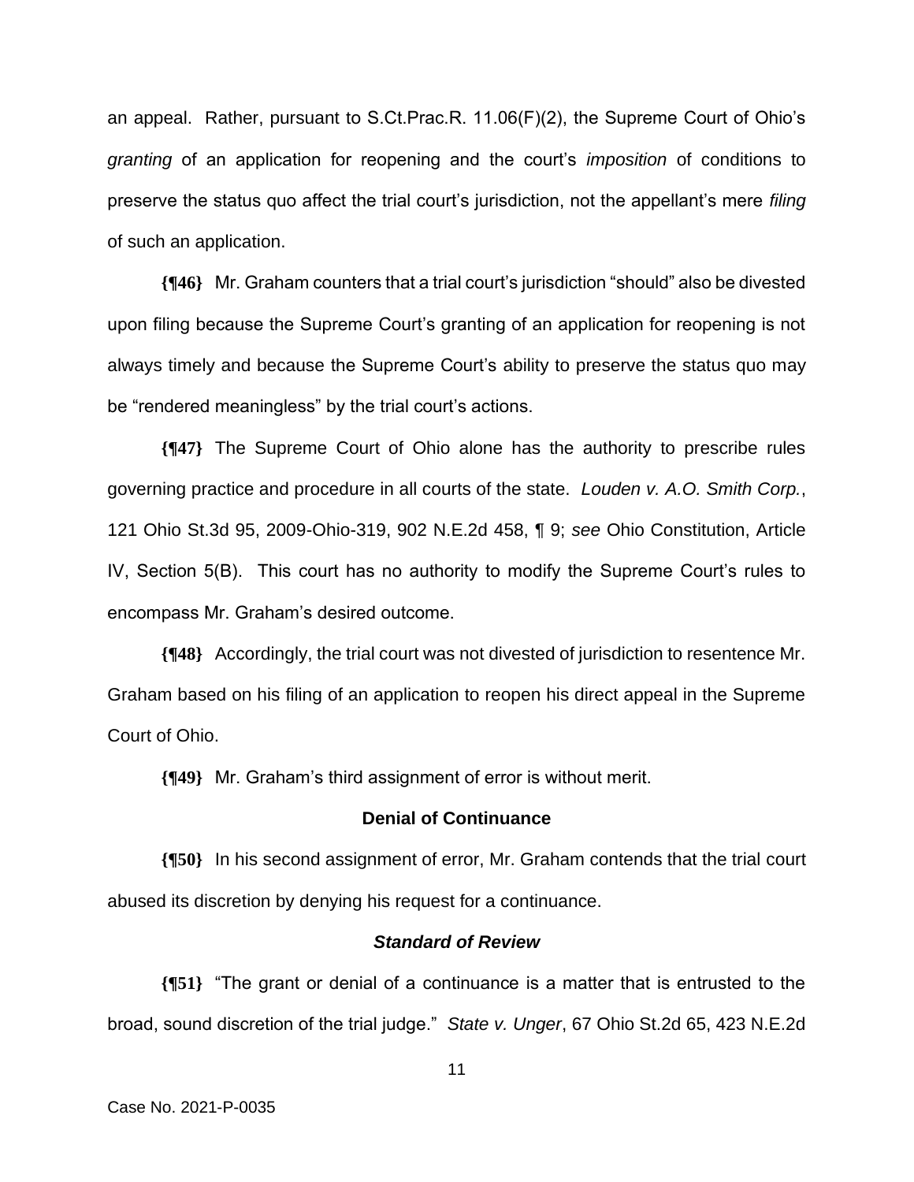an appeal. Rather, pursuant to S.Ct.Prac.R. 11.06(F)(2), the Supreme Court of Ohio's *granting* of an application for reopening and the court's *imposition* of conditions to preserve the status quo affect the trial court's jurisdiction, not the appellant's mere *filing* of such an application.

**{¶46}** Mr. Graham counters that a trial court's jurisdiction "should" also be divested upon filing because the Supreme Court's granting of an application for reopening is not always timely and because the Supreme Court's ability to preserve the status quo may be "rendered meaningless" by the trial court's actions.

**{¶47}** The Supreme Court of Ohio alone has the authority to prescribe rules governing practice and procedure in all courts of the state. *Louden v. A.O. Smith Corp.*, 121 Ohio St.3d 95, 2009-Ohio-319, 902 N.E.2d 458, ¶ 9; *see* Ohio Constitution, Article IV, Section 5(B). This court has no authority to modify the Supreme Court's rules to encompass Mr. Graham's desired outcome.

**{¶48}** Accordingly, the trial court was not divested of jurisdiction to resentence Mr. Graham based on his filing of an application to reopen his direct appeal in the Supreme Court of Ohio.

**{¶49}** Mr. Graham's third assignment of error is without merit.

### Denial of Continuance

**{¶50}** In his second assignment of error, Mr. Graham contends that the trial court abused its discretion by denying his request for a continuance.

#### *Standard of Review*

**{¶51}** "The grant or denial of a continuance is a matter that is entrusted to the broad, sound discretion of the trial judge." *State v. Unger*, 67 Ohio St.2d 65, 423 N.E.2d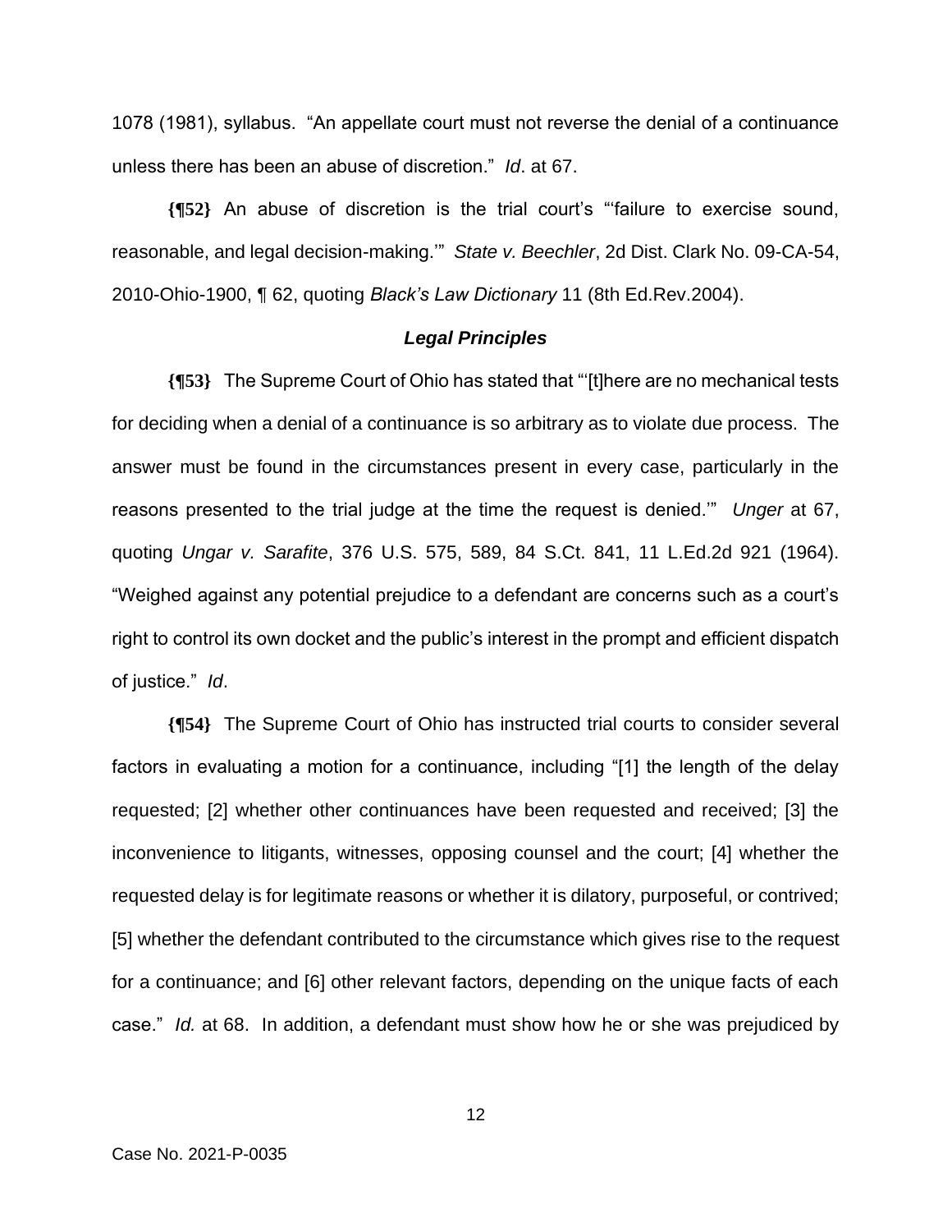1078 (1981), syllabus. "An appellate court must not reverse the denial of a continuance unless there has been an abuse of discretion." *Id*. at 67.

**{¶52}** An abuse of discretion is the trial court's "'failure to exercise sound, reasonable, and legal decision-making.'" *State v. Beechler*, 2d Dist. Clark No. 09-CA-54, 2010-Ohio-1900, ¶ 62, quoting *Black's Law Dictionary* 11 (8th Ed.Rev.2004).

### *Legal Principles*

**{¶53}** The Supreme Court of Ohio has stated that "'[t]here are no mechanical tests for deciding when a denial of a continuance is so arbitrary as to violate due process. The answer must be found in the circumstances present in every case, particularly in the reasons presented to the trial judge at the time the request is denied.'" *Unger* at 67, quoting *Ungar v. Sarafite*, 376 U.S. 575, 589, 84 S.Ct. 841, 11 L.Ed.2d 921 (1964). "Weighed against any potential prejudice to a defendant are concerns such as a court's right to control its own docket and the public's interest in the prompt and efficient dispatch of justice." *Id*.

**{¶54}** The Supreme Court of Ohio has instructed trial courts to consider several factors in evaluating a motion for a continuance, including "[1] the length of the delay requested; [2] whether other continuances have been requested and received; [3] the inconvenience to litigants, witnesses, opposing counsel and the court; [4] whether the requested delay is for legitimate reasons or whether it is dilatory, purposeful, or contrived; [5] whether the defendant contributed to the circumstance which gives rise to the request for a continuance; and [6] other relevant factors, depending on the unique facts of each case." *Id.* at 68. In addition, a defendant must show how he or she was prejudiced by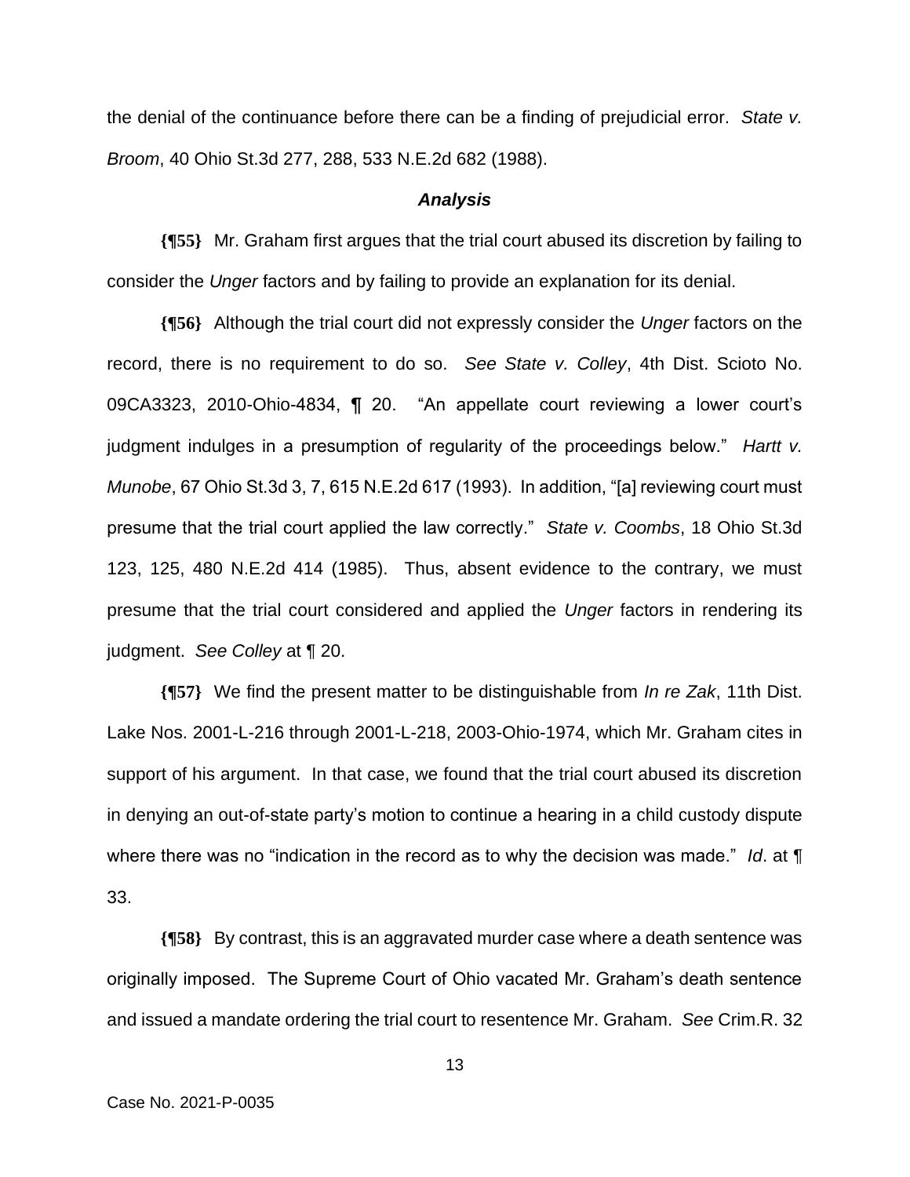the denial of the continuance before there can be a finding of prejudicial error. *State v. Broom*, 40 Ohio St.3d 277, 288, 533 N.E.2d 682 (1988).

### *Analysis*

**{¶55}** Mr. Graham first argues that the trial court abused its discretion by failing to consider the *Unger* factors and by failing to provide an explanation for its denial.

**{¶56}** Although the trial court did not expressly consider the *Unger* factors on the record, there is no requirement to do so. *See State v. Colley*, 4th Dist. Scioto No. 09CA3323, 2010-Ohio-4834, ¶ 20. "An appellate court reviewing a lower court's judgment indulges in a presumption of regularity of the proceedings below." *Hartt v. Munobe*, 67 Ohio St.3d 3, 7, 615 N.E.2d 617 (1993). In addition, "[a] reviewing court must presume that the trial court applied the law correctly." *State v. Coombs*, 18 Ohio St.3d 123, 125, 480 N.E.2d 414 (1985). Thus, absent evidence to the contrary, we must presume that the trial court considered and applied the *Unger* factors in rendering its judgment. *See Colley* at ¶ 20.

**{¶57}** We find the present matter to be distinguishable from *In re Zak*, 11th Dist. Lake Nos. 2001-L-216 through 2001-L-218, 2003-Ohio-1974, which Mr. Graham cites in support of his argument. In that case, we found that the trial court abused its discretion in denying an out-of-state party's motion to continue a hearing in a child custody dispute where there was no "indication in the record as to why the decision was made." *Id*. at ¶ 33.

**{¶58}** By contrast, this is an aggravated murder case where a death sentence was originally imposed. The Supreme Court of Ohio vacated Mr. Graham's death sentence and issued a mandate ordering the trial court to resentence Mr. Graham. *See* Crim.R. 32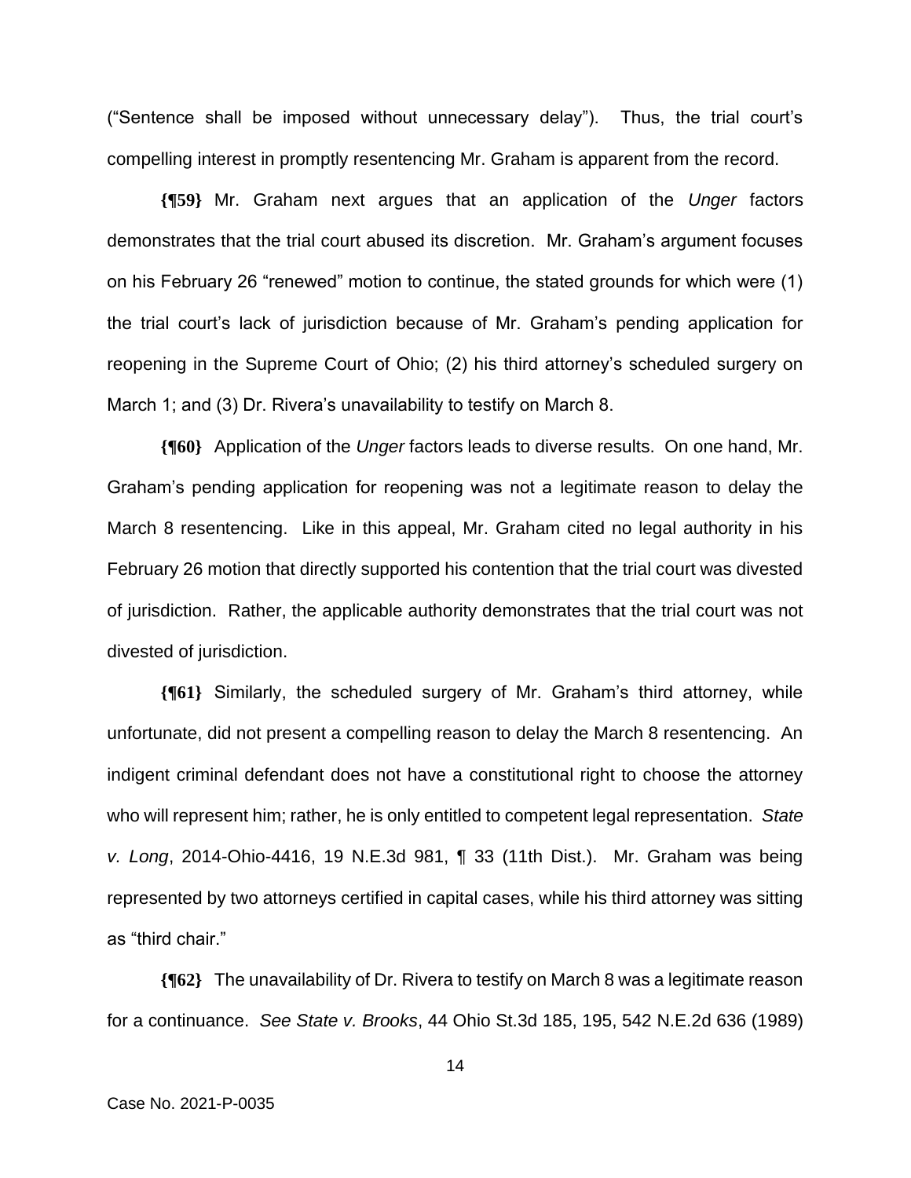("Sentence shall be imposed without unnecessary delay"). Thus, the trial court's compelling interest in promptly resentencing Mr. Graham is apparent from the record.

**{¶59}** Mr. Graham next argues that an application of the *Unger* factors demonstrates that the trial court abused its discretion. Mr. Graham's argument focuses on his February 26 "renewed" motion to continue, the stated grounds for which were (1) the trial court's lack of jurisdiction because of Mr. Graham's pending application for reopening in the Supreme Court of Ohio; (2) his third attorney's scheduled surgery on March 1; and (3) Dr. Rivera's unavailability to testify on March 8.

**{¶60}** Application of the *Unger* factors leads to diverse results. On one hand, Mr. Graham's pending application for reopening was not a legitimate reason to delay the March 8 resentencing. Like in this appeal, Mr. Graham cited no legal authority in his February 26 motion that directly supported his contention that the trial court was divested of jurisdiction. Rather, the applicable authority demonstrates that the trial court was not divested of jurisdiction.

**{¶61}** Similarly, the scheduled surgery of Mr. Graham's third attorney, while unfortunate, did not present a compelling reason to delay the March 8 resentencing. An indigent criminal defendant does not have a constitutional right to choose the attorney who will represent him; rather, he is only entitled to competent legal representation. *State v. Long*, 2014-Ohio-4416, 19 N.E.3d 981, ¶ 33 (11th Dist.). Mr. Graham was being represented by two attorneys certified in capital cases, while his third attorney was sitting as "third chair."

**{¶62}** The unavailability of Dr. Rivera to testify on March 8 was a legitimate reason for a continuance. *See State v. Brooks*, 44 Ohio St.3d 185, 195, 542 N.E.2d 636 (1989)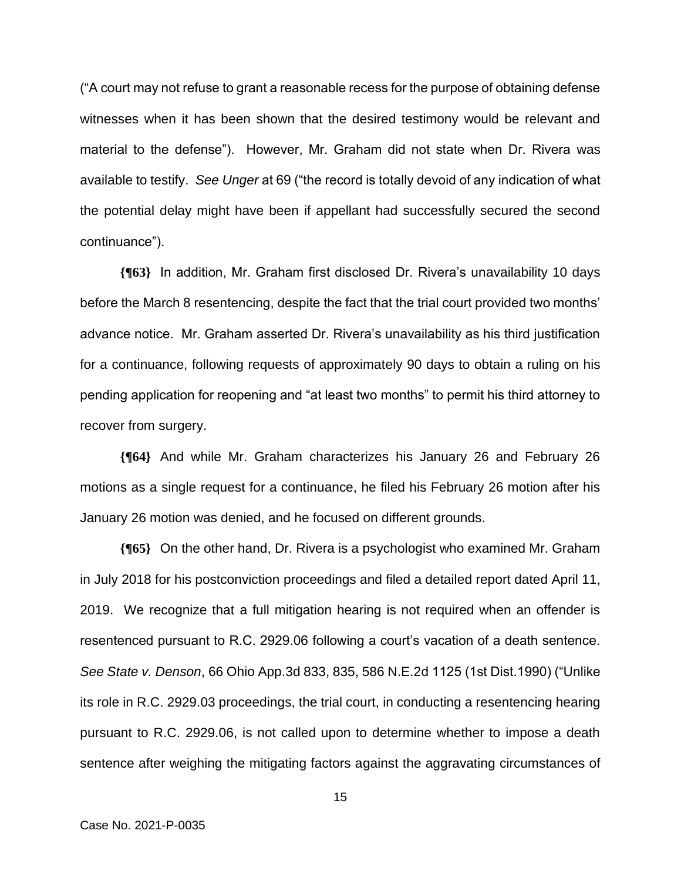("A court may not refuse to grant a reasonable recess for the purpose of obtaining defense witnesses when it has been shown that the desired testimony would be relevant and material to the defense"). However, Mr. Graham did not state when Dr. Rivera was available to testify. *See Unger* at 69 ("the record is totally devoid of any indication of what the potential delay might have been if appellant had successfully secured the second continuance").

**{¶63}** In addition, Mr. Graham first disclosed Dr. Rivera's unavailability 10 days before the March 8 resentencing, despite the fact that the trial court provided two months' advance notice. Mr. Graham asserted Dr. Rivera's unavailability as his third justification for a continuance, following requests of approximately 90 days to obtain a ruling on his pending application for reopening and "at least two months" to permit his third attorney to recover from surgery.

**{¶64}** And while Mr. Graham characterizes his January 26 and February 26 motions as a single request for a continuance, he filed his February 26 motion after his January 26 motion was denied, and he focused on different grounds.

**{¶65}** On the other hand, Dr. Rivera is a psychologist who examined Mr. Graham in July 2018 for his postconviction proceedings and filed a detailed report dated April 11, 2019. We recognize that a full mitigation hearing is not required when an offender is resentenced pursuant to R.C. 2929.06 following a court's vacation of a death sentence. *See State v. Denson*, 66 Ohio App.3d 833, 835, 586 N.E.2d 1125 (1st Dist.1990) ("Unlike its role in R.C. 2929.03 proceedings, the trial court, in conducting a resentencing hearing pursuant to R.C. 2929.06, is not called upon to determine whether to impose a death sentence after weighing the mitigating factors against the aggravating circumstances of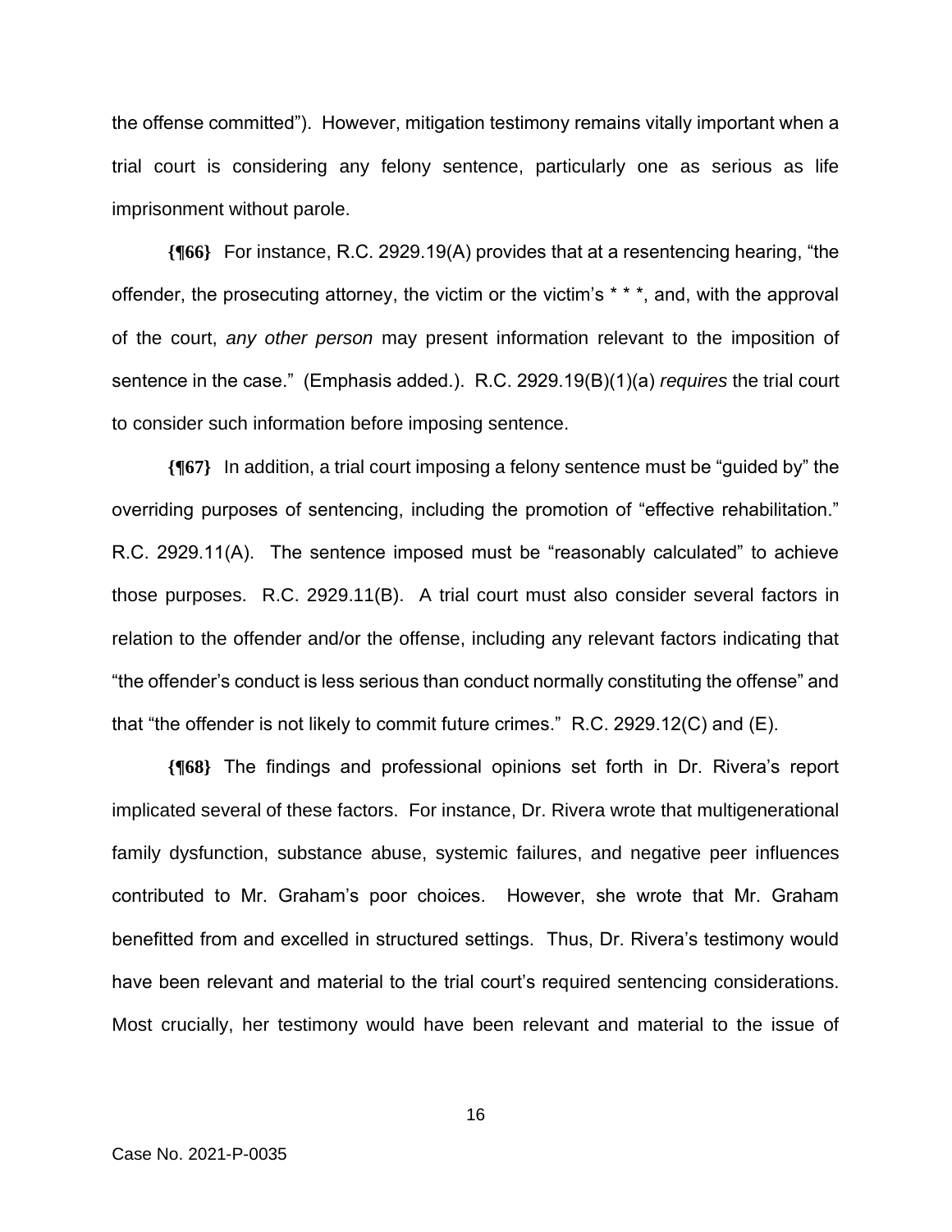the offense committed"). However, mitigation testimony remains vitally important when a trial court is considering any felony sentence, particularly one as serious as life imprisonment without parole.

**{¶66}** For instance, R.C. 2929.19(A) provides that at a resentencing hearing, "the offender, the prosecuting attorney, the victim or the victim's * * *, and, with the approval of the court, *any other person* may present information relevant to the imposition of sentence in the case." (Emphasis added.). R.C. 2929.19(B)(1)(a) *requires* the trial court to consider such information before imposing sentence.

**{¶67}** In addition, a trial court imposing a felony sentence must be "guided by" the overriding purposes of sentencing, including the promotion of "effective rehabilitation." R.C. 2929.11(A). The sentence imposed must be "reasonably calculated" to achieve those purposes. R.C. 2929.11(B). A trial court must also consider several factors in relation to the offender and/or the offense, including any relevant factors indicating that "the offender's conduct is less serious than conduct normally constituting the offense" and that "the offender is not likely to commit future crimes." R.C. 2929.12(C) and (E).

**{¶68}** The findings and professional opinions set forth in Dr. Rivera's report implicated several of these factors. For instance, Dr. Rivera wrote that multigenerational family dysfunction, substance abuse, systemic failures, and negative peer influences contributed to Mr. Graham's poor choices. However, she wrote that Mr. Graham benefitted from and excelled in structured settings. Thus, Dr. Rivera's testimony would have been relevant and material to the trial court's required sentencing considerations. Most crucially, her testimony would have been relevant and material to the issue of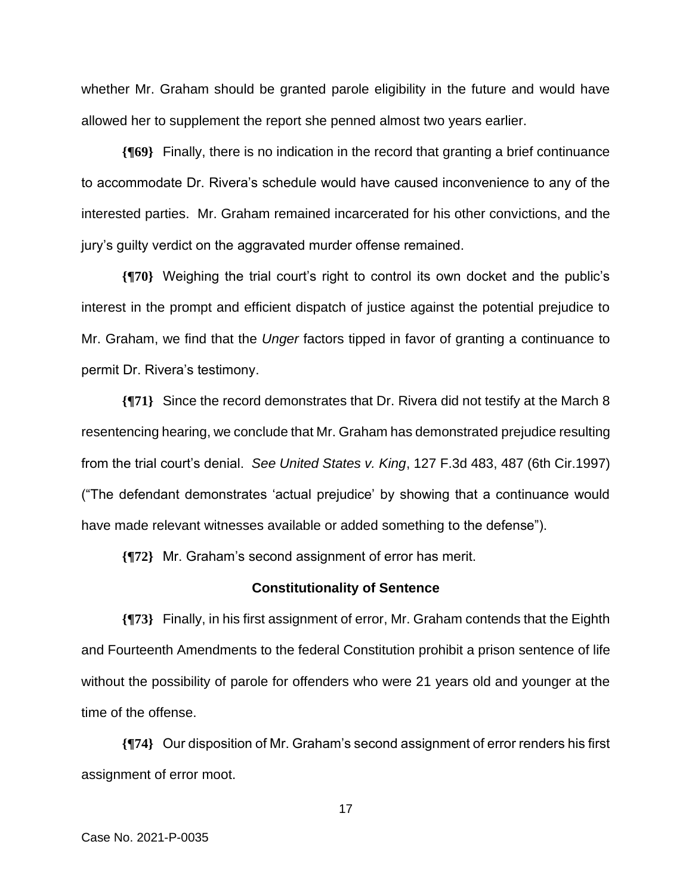whether Mr. Graham should be granted parole eligibility in the future and would have allowed her to supplement the report she penned almost two years earlier.

**{¶69}** Finally, there is no indication in the record that granting a brief continuance to accommodate Dr. Rivera's schedule would have caused inconvenience to any of the interested parties. Mr. Graham remained incarcerated for his other convictions, and the jury's guilty verdict on the aggravated murder offense remained.

**{¶70}** Weighing the trial court's right to control its own docket and the public's interest in the prompt and efficient dispatch of justice against the potential prejudice to Mr. Graham, we find that the *Unger* factors tipped in favor of granting a continuance to permit Dr. Rivera's testimony.

**{¶71}** Since the record demonstrates that Dr. Rivera did not testify at the March 8 resentencing hearing, we conclude that Mr. Graham has demonstrated prejudice resulting from the trial court's denial. *See United States v. King*, 127 F.3d 483, 487 (6th Cir.1997) ("The defendant demonstrates 'actual prejudice' by showing that a continuance would have made relevant witnesses available or added something to the defense").

**{¶72}** Mr. Graham's second assignment of error has merit.

**Constitutionality of Sentence**

**{¶73}** Finally, in his first assignment of error, Mr. Graham contends that the Eighth and Fourteenth Amendments to the federal Constitution prohibit a prison sentence of life without the possibility of parole for offenders who were 21 years old and younger at the time of the offense.

**{¶74}** Our disposition of Mr. Graham's second assignment of error renders his first assignment of error moot.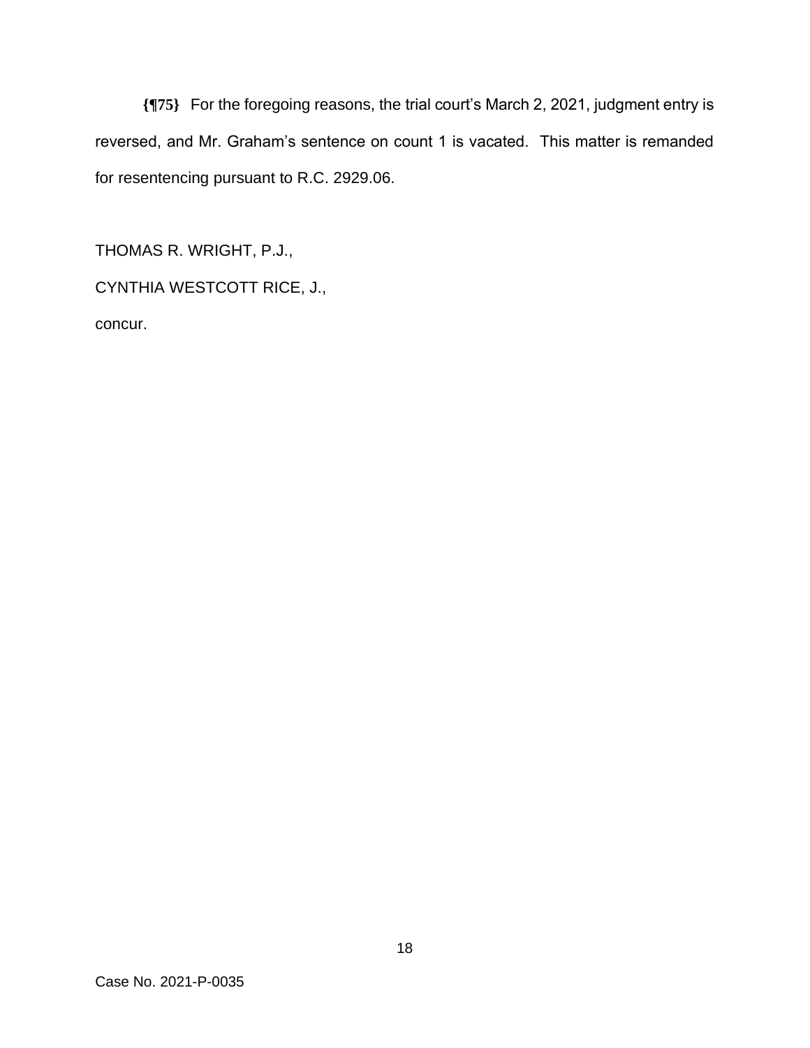**{¶75}** For the foregoing reasons, the trial court's March 2, 2021, judgment entry is reversed, and Mr. Graham's sentence on count 1 is vacated. This matter is remanded for resentencing pursuant to R.C. 2929.06.

THOMAS R. WRIGHT, P.J.,

CYNTHIA WESTCOTT RICE, J.,

concur.